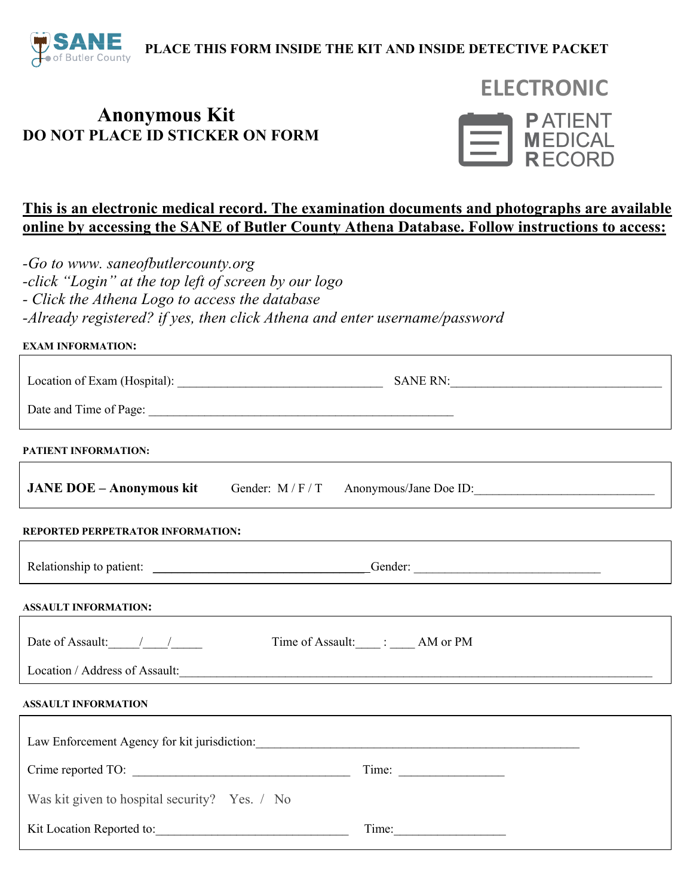SANE of Butler County

**PLACE THIS FORM INSIDE THE KIT AND INSIDE DETECTIVE PACKET**

ELECTRONIC
PATIENT MEDICAL RECORD

## Anonymous Kit
**DO NOT PLACE ID STICKER ON FORM**

**This is an electronic medical record. The examination documents and photographs are available online by accessing the SANE of Butler County Athena Database. Follow instructions to access:**

*-Go to www. saneofbutlercounty.org*
*-click "Login" at the top left of screen by our logo*
*- Click the Athena Logo to access the database*
*-Already registered? if yes, then click Athena and enter username/password*

**EXAM INFORMATION:**

Location of Exam (Hospital): _________________________________ SANE RN:_________________________________

Date and Time of Page: _________________________________________________

**PATIENT INFORMATION:**

**JANE DOE – Anonymous kit** Gender: M / F / T Anonymous/Jane Doe ID:____________________________

**REPORTED PERPETRATOR INFORMATION:**

Relationship to patient: __________________________________ Gender: ______________________________

**ASSAULT INFORMATION:**

Date of Assault:_____/____/_____ Time of Assault:____ : ____ AM or PM

Location / Address of Assault:_______________________________________________________________________________

**ASSAULT INFORMATION**

Law Enforcement Agency for kit jurisdiction:_____________________________________________________

Crime reported TO: ___________________________________ Time: _________________

Was kit given to hospital security? Yes. / No

Kit Location Reported to:_______________________________ Time:_________________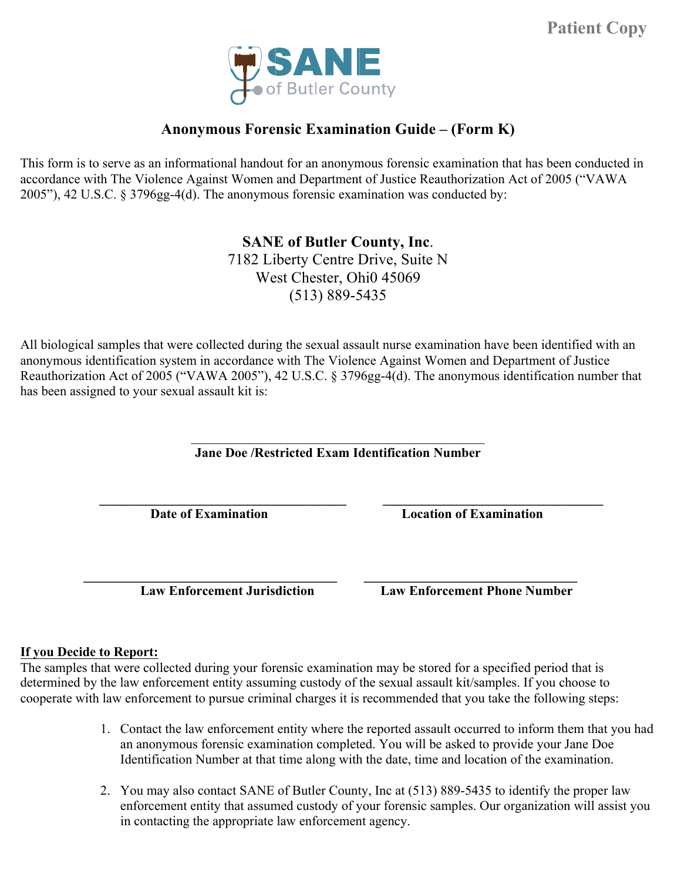Patient Copy

SANE of Butler County

## Anonymous Forensic Examination Guide – (Form K)

This form is to serve as an informational handout for an anonymous forensic examination that has been conducted in accordance with The Violence Against Women and Department of Justice Reauthorization Act of 2005 (“VAWA 2005”), 42 U.S.C. § 3796gg-4(d). The anonymous forensic examination was conducted by:

**SANE of Butler County, Inc**.
7182 Liberty Centre Drive, Suite N
West Chester, Ohi0 45069
(513) 889-5435

All biological samples that were collected during the sexual assault nurse examination have been identified with an anonymous identification system in accordance with The Violence Against Women and Department of Justice Reauthorization Act of 2005 (“VAWA 2005”), 42 U.S.C. § 3796gg-4(d). The anonymous identification number that has been assigned to your sexual assault kit is:

\_\_\_\_\_\_\_\_\_\_\_\_\_\_\_\_\_\_\_\_\_\_\_\_\_\_\_\_\_\_\_\_\_\_\_\_\_\_\_\_
**Jane Doe /Restricted Exam Identification Number**

\_\_\_\_\_\_\_\_\_\_\_\_\_\_\_\_\_\_\_\_\_\_\_\_\_\_\_\_\_\_\_\_\_\_\_\_
**Date of Examination**

\_\_\_\_\_\_\_\_\_\_\_\_\_\_\_\_\_\_\_\_\_\_\_\_\_\_\_\_\_\_\_\_\_\_\_\_
**Location of Examination**

\_\_\_\_\_\_\_\_\_\_\_\_\_\_\_\_\_\_\_\_\_\_\_\_\_\_\_\_\_\_\_\_\_\_\_\_
**Law Enforcement Jurisdiction**

\_\_\_\_\_\_\_\_\_\_\_\_\_\_\_\_\_\_\_\_\_\_\_\_\_\_\_\_\_\_\_\_\_\_\_\_
**Law Enforcement Phone Number**

**<u>If you Decide to Report:</u>**
The samples that were collected during your forensic examination may be stored for a specified period that is determined by the law enforcement entity assuming custody of the sexual assault kit/samples. If you choose to cooperate with law enforcement to pursue criminal charges it is recommended that you take the following steps:

1. Contact the law enforcement entity where the reported assault occurred to inform them that you had an anonymous forensic examination completed. You will be asked to provide your Jane Doe Identification Number at that time along with the date, time and location of the examination.

2. You may also contact SANE of Butler County, Inc at (513) 889-5435 to identify the proper law enforcement entity that assumed custody of your forensic samples. Our organization will assist you in contacting the appropriate law enforcement agency.